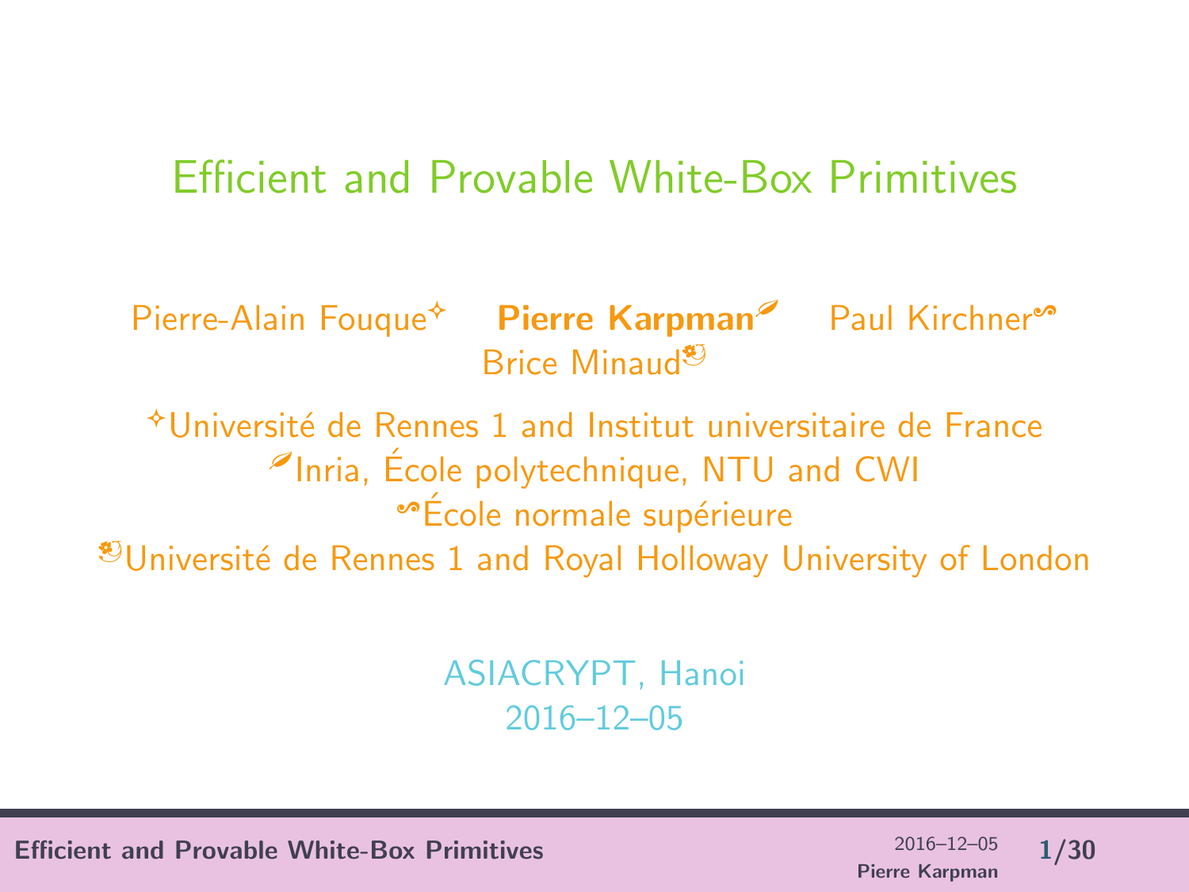# Efficient and Provable White-Box Primitives

Pierre-Alain Fouque[✧] **Pierre Karpman**[✎] Paul Kirchner[∾] Brice Minaud[✿]

[✧]Université de Rennes 1 and Institut universitaire de France
[✎]Inria, École polytechnique, NTU and CWI
[∾]École normale supérieure
[✿]Université de Rennes 1 and Royal Holloway University of London

ASIACRYPT, Hanoi
2016–12–05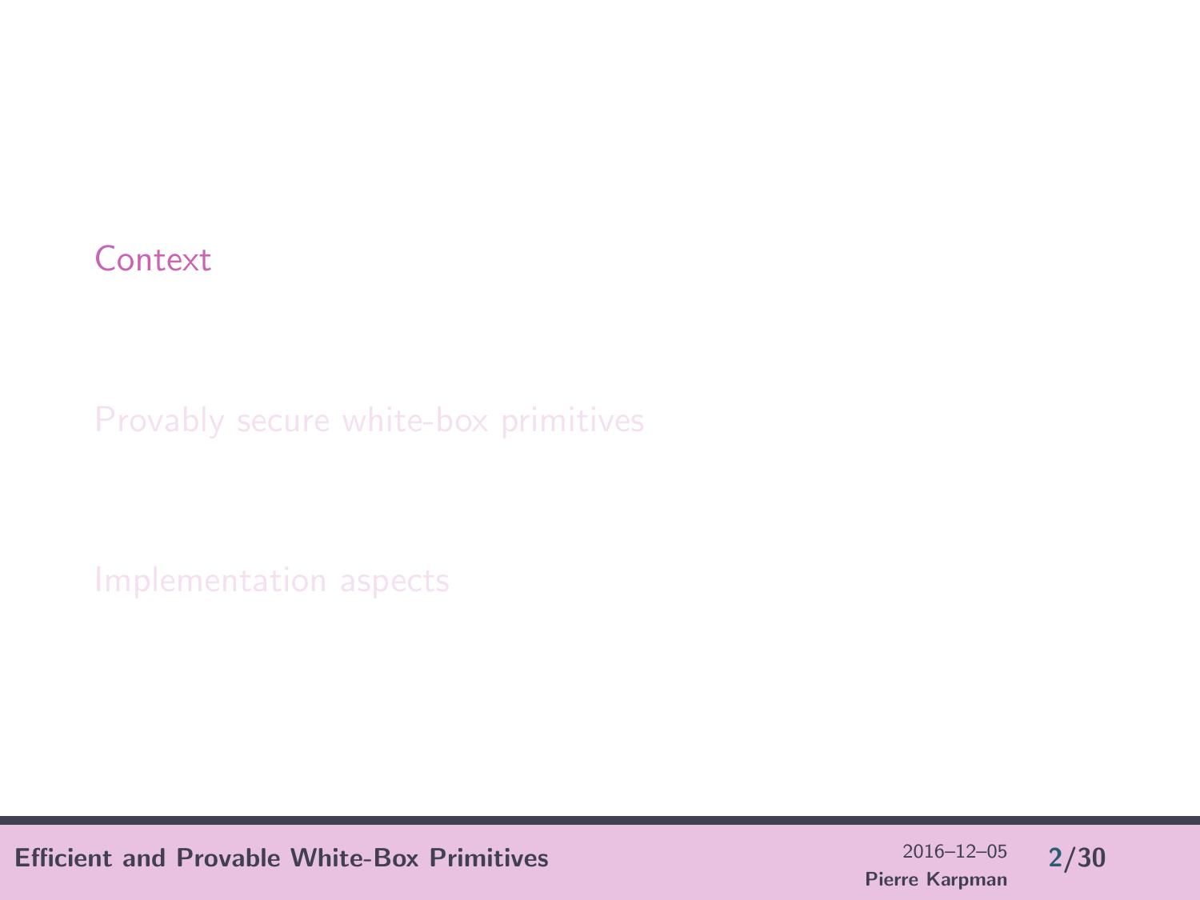- Context
- Provably secure white-box primitives
- Implementation aspects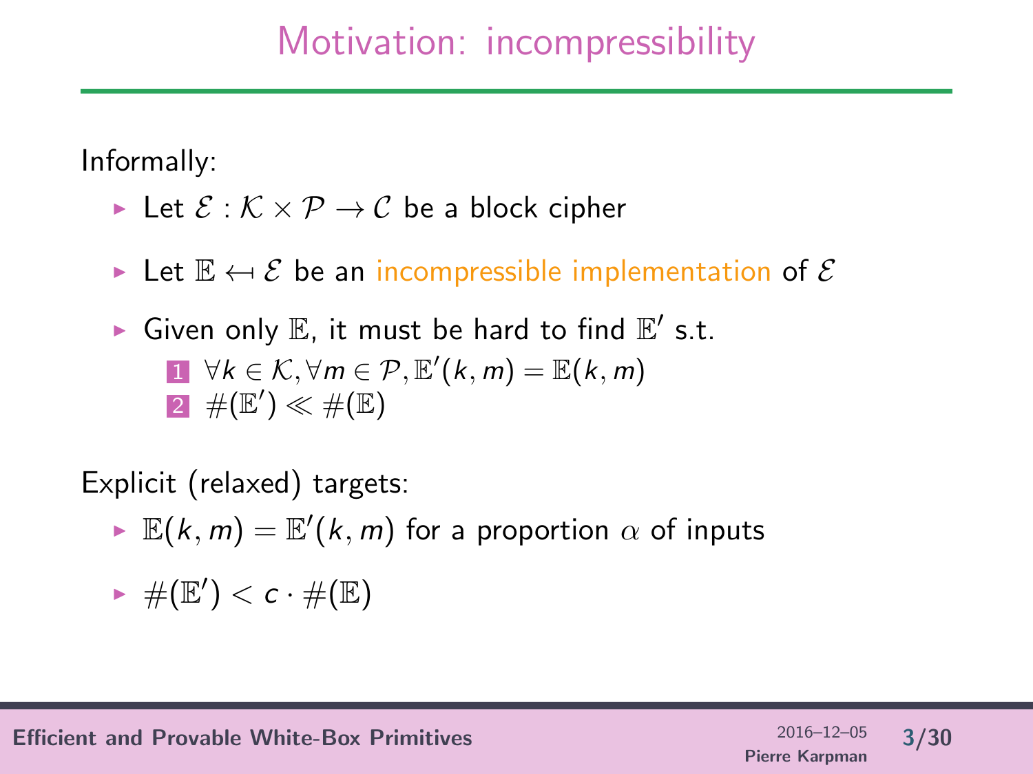# Motivation: incompressibility

Informally:

- Let $\mathcal{E} : \mathcal{K} \times \mathcal{P} \to \mathcal{C}$ be a block cipher
- Let $\mathbb{E} \hookleftarrow \mathcal{E}$ be an incompressible implementation of $\mathcal{E}$
- Given only $\mathbb{E}$, it must be hard to find $\mathbb{E}'$ s.t.
  1. $\forall k \in \mathcal{K}, \forall m \in \mathcal{P}, \mathbb{E}'(k, m) = \mathbb{E}(k, m)$
  2. $\#(\mathbb{E}') \ll \#(\mathbb{E})$

Explicit (relaxed) targets:

- $\mathbb{E}(k, m) = \mathbb{E}'(k, m)$ for a proportion $\alpha$ of inputs
- $\#(\mathbb{E}') < c \cdot \#(\mathbb{E})$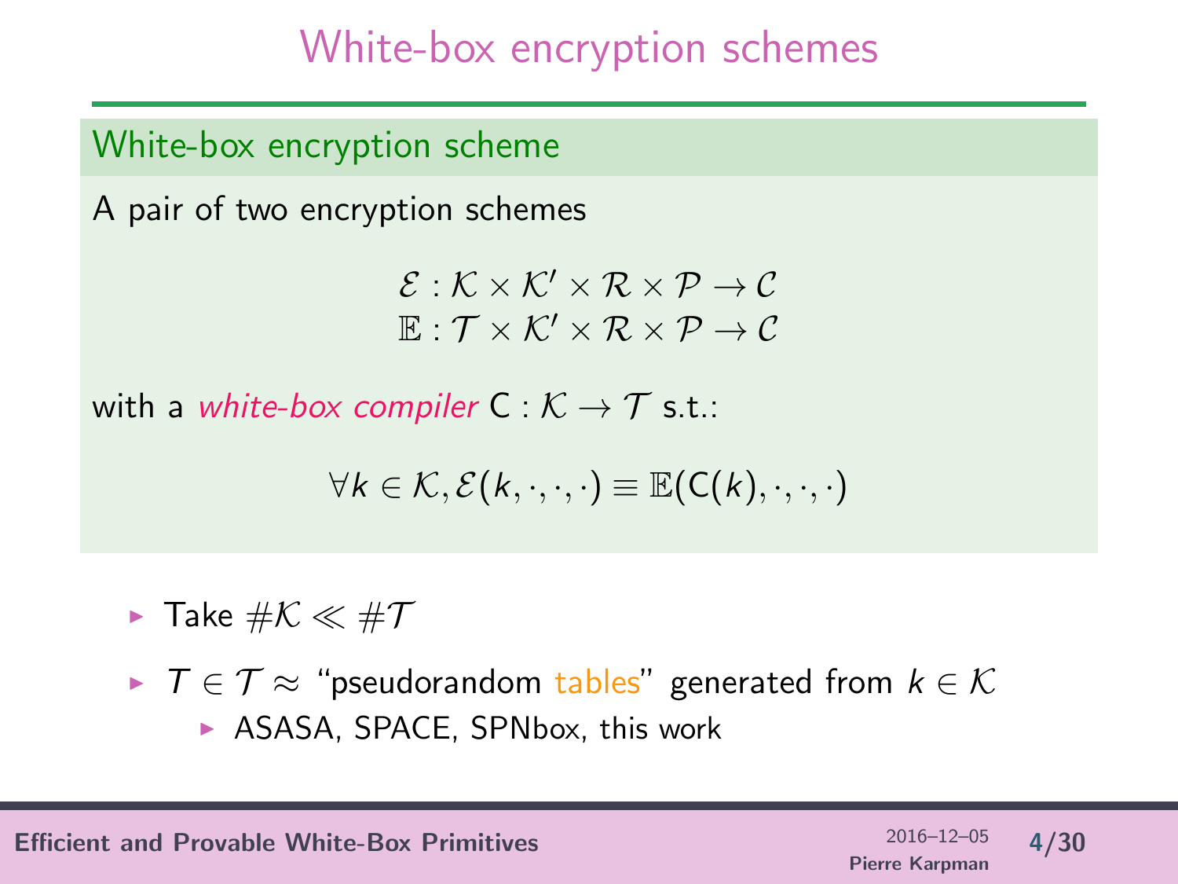# White-box encryption schemes

## White-box encryption scheme

A pair of two encryption schemes

$$\mathcal{E} : \mathcal{K} \times \mathcal{K}' \times \mathcal{R} \times \mathcal{P} \rightarrow \mathcal{C}$$
$$\mathbb{E} : \mathcal{T} \times \mathcal{K}' \times \mathcal{R} \times \mathcal{P} \rightarrow \mathcal{C}$$

with a *white-box compiler* $\mathsf{C} : \mathcal{K} \rightarrow \mathcal{T}$ s.t.:

$$\forall k \in \mathcal{K}, \mathcal{E}(k, \cdot, \cdot, \cdot) \equiv \mathbb{E}(\mathsf{C}(k), \cdot, \cdot, \cdot)$$

- Take $\#\mathcal{K} \ll \#\mathcal{T}$
- $T \in \mathcal{T} \approx$ "pseudorandom tables" generated from $k \in \mathcal{K}$
  - ASASA, SPACE, SPNbox, this work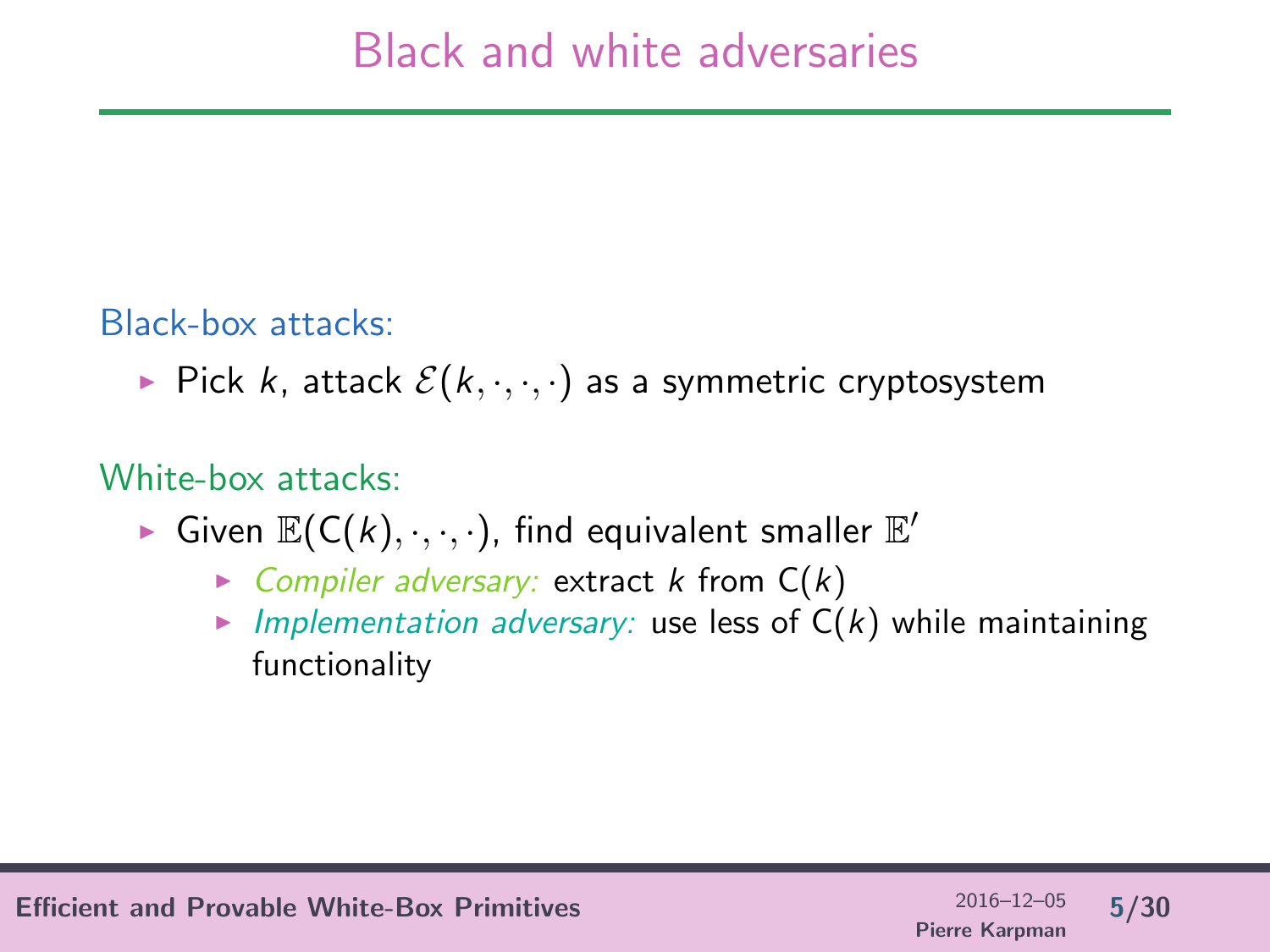# Black and white adversaries

Black-box attacks:

- Pick $k$, attack $\mathcal{E}(k, \cdot, \cdot, \cdot)$ as a symmetric cryptosystem

White-box attacks:

- Given $\mathbb{E}(\mathsf{C}(k), \cdot, \cdot, \cdot)$, find equivalent smaller $\mathbb{E}'$
  - *Compiler adversary:* extract $k$ from $\mathsf{C}(k)$
  - *Implementation adversary:* use less of $\mathsf{C}(k)$ while maintaining functionality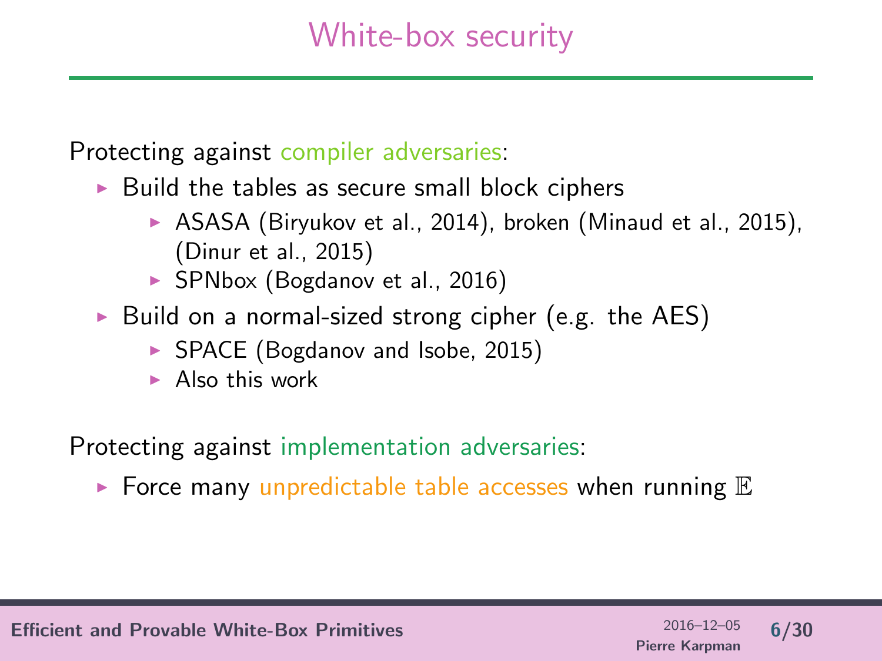# White-box security

Protecting against compiler adversaries:

- Build the tables as secure small block ciphers
  - ASASA (Biryukov et al., 2014), broken (Minaud et al., 2015), (Dinur et al., 2015)
  - SPNbox (Bogdanov et al., 2016)
- Build on a normal-sized strong cipher (e.g. the AES)
  - SPACE (Bogdanov and Isobe, 2015)
  - Also this work

Protecting against implementation adversaries:

- Force many unpredictable table accesses when running $\mathbb{E}$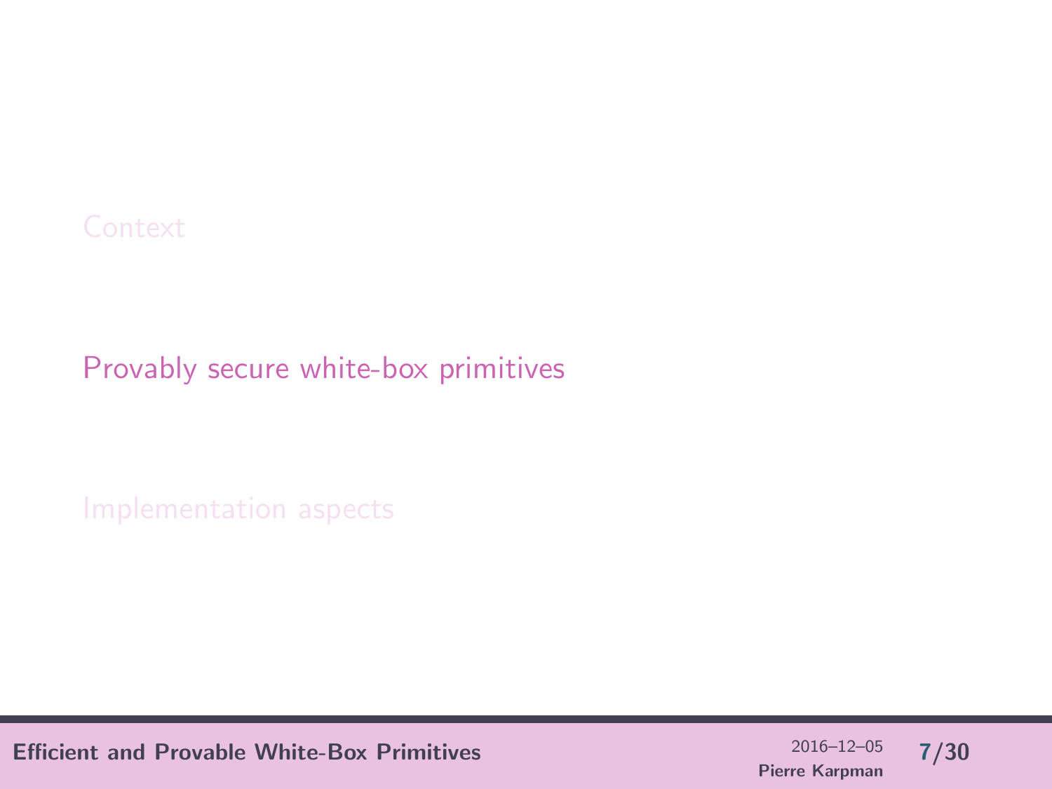Context

Provably secure white-box primitives

Implementation aspects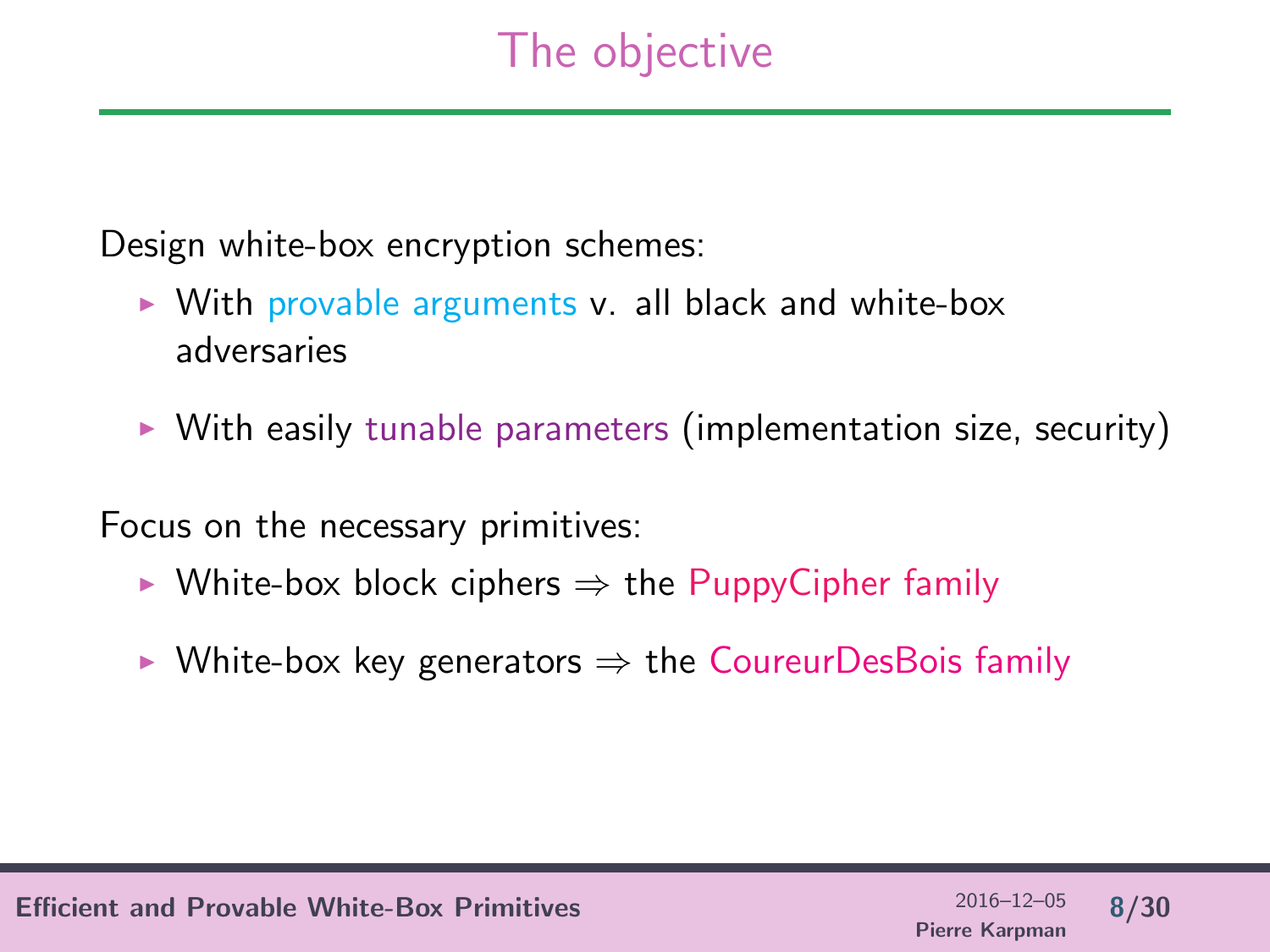# The objective

Design white-box encryption schemes:

- With provable arguments v. all black and white-box adversaries
- With easily tunable parameters (implementation size, security)

Focus on the necessary primitives:

- White-box block ciphers $\Rightarrow$ the PuppyCipher family
- White-box key generators $\Rightarrow$ the CoureurDesBois family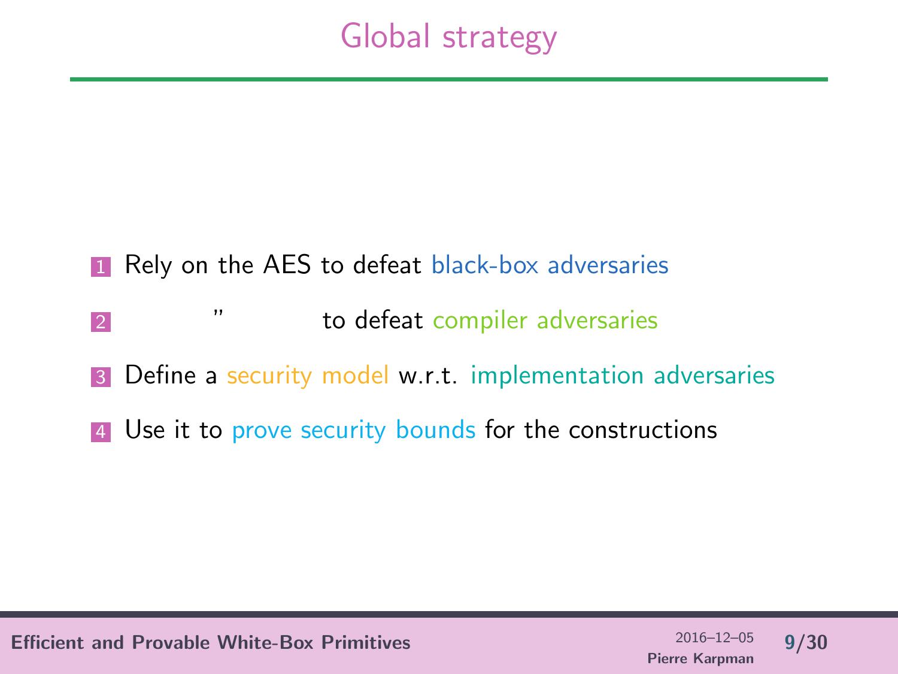# Global strategy

1. Rely on the AES to defeat black-box adversaries
2. " to defeat compiler adversaries
3. Define a security model w.r.t. implementation adversaries
4. Use it to prove security bounds for the constructions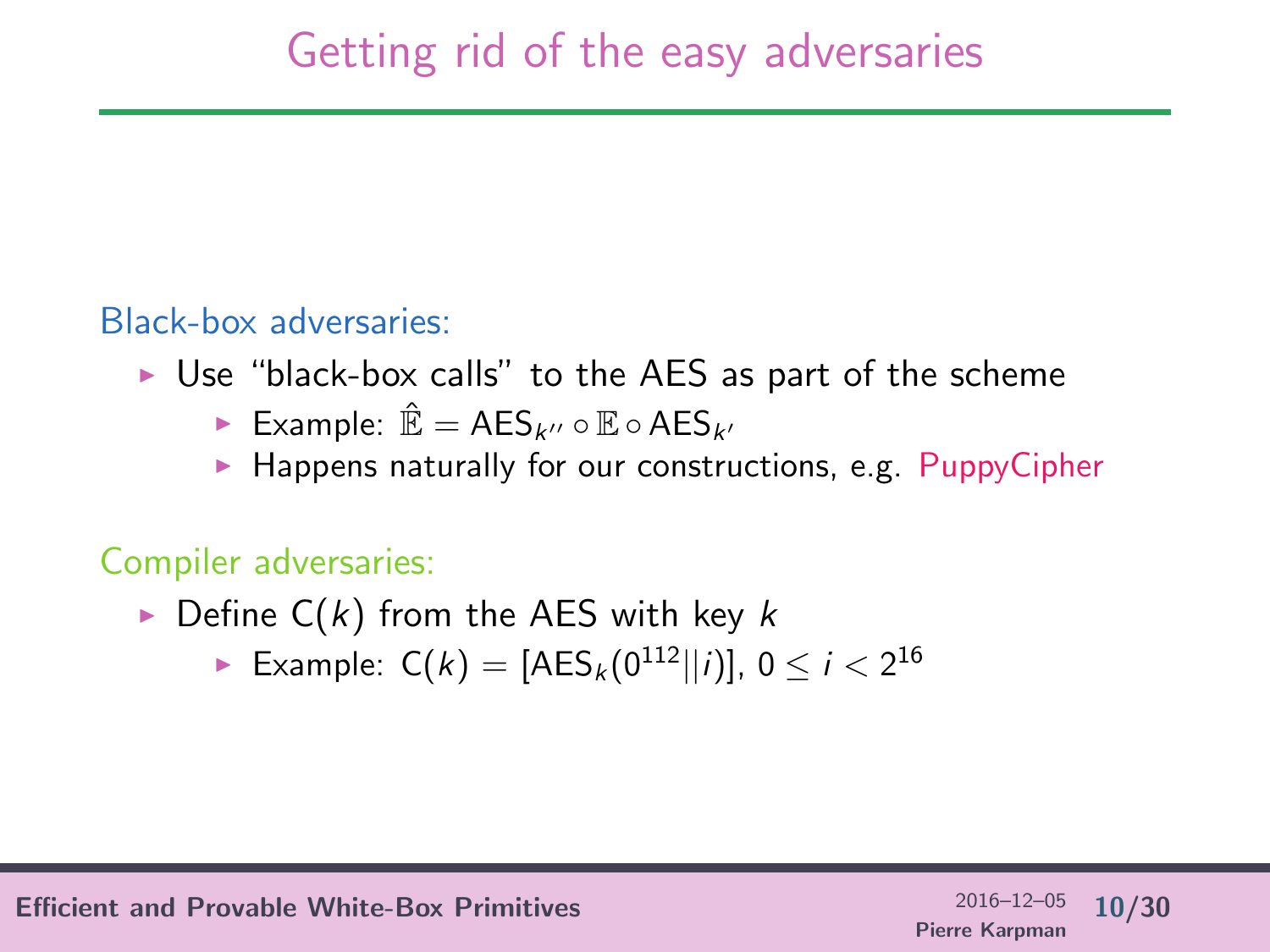# Getting rid of the easy adversaries

Black-box adversaries:

- Use "black-box calls" to the AES as part of the scheme
  - Example: $\hat{\mathbb{E}} = \mathsf{AES}_{k''} \circ \mathbb{E} \circ \mathsf{AES}_{k'}$
  - Happens naturally for our constructions, e.g. PuppyCipher

Compiler adversaries:

- Define $\mathsf{C}(k)$ from the AES with key $k$
  - Example: $\mathsf{C}(k) = [\mathsf{AES}_k(0^{112}||i)]$, $0 \leq i < 2^{16}$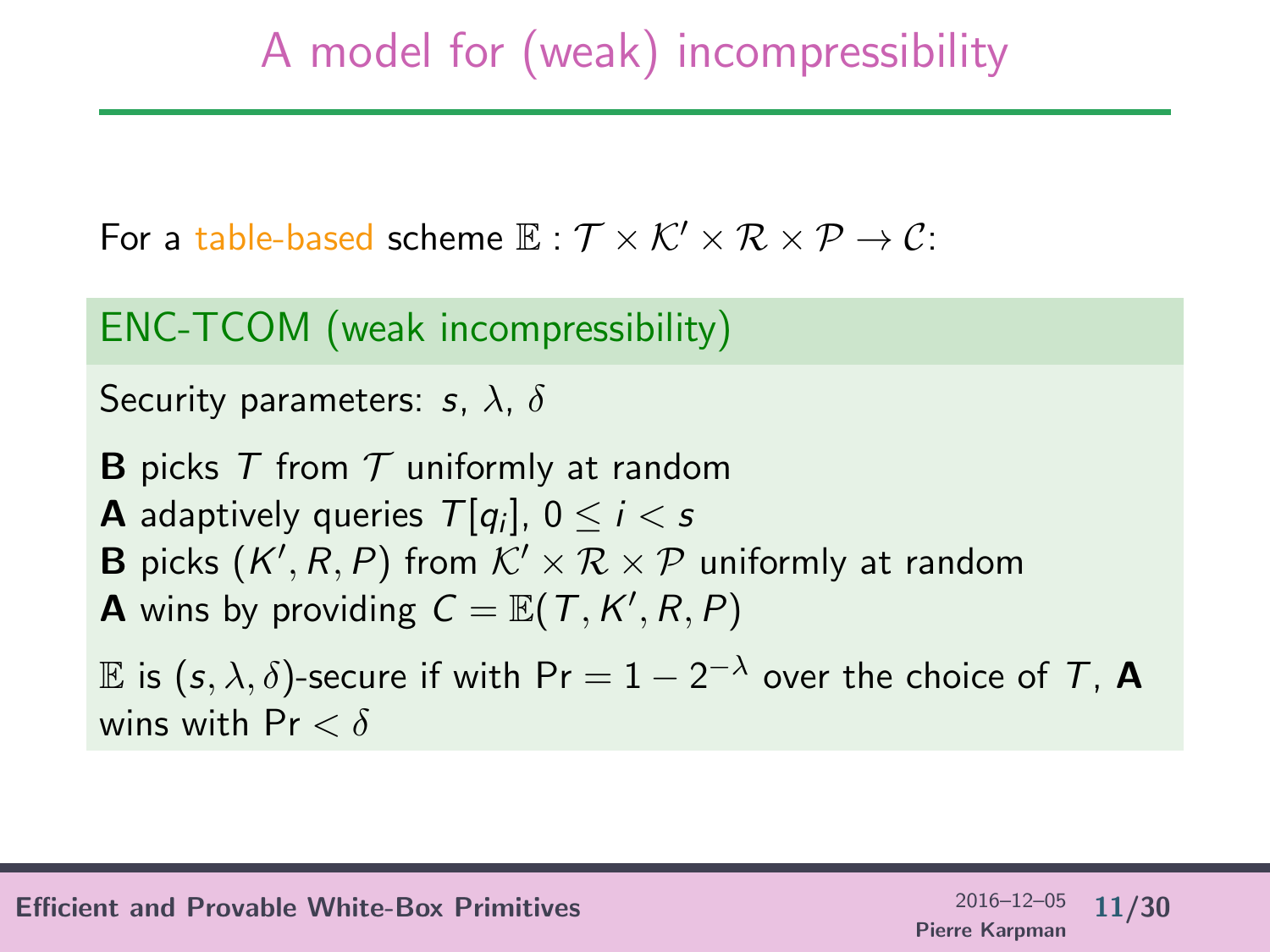# A model for (weak) incompressibility

For a table-based scheme $\mathbb{E} : \mathcal{T} \times \mathcal{K}' \times \mathcal{R} \times \mathcal{P} \to \mathcal{C}$:

## ENC-TCOM (weak incompressibility)

Security parameters: $s$, $\lambda$, $\delta$

**B** picks $T$ from $\mathcal{T}$ uniformly at random
**A** adaptively queries $T[q_i]$, $0 \leq i < s$
**B** picks $(K', R, P)$ from $\mathcal{K}' \times \mathcal{R} \times \mathcal{P}$ uniformly at random
**A** wins by providing $C = \mathbb{E}(T, K', R, P)$

$\mathbb{E}$ is $(s, \lambda, \delta)$-secure if with $\Pr = 1 - 2^{-\lambda}$ over the choice of $T$, **A** wins with $\Pr < \delta$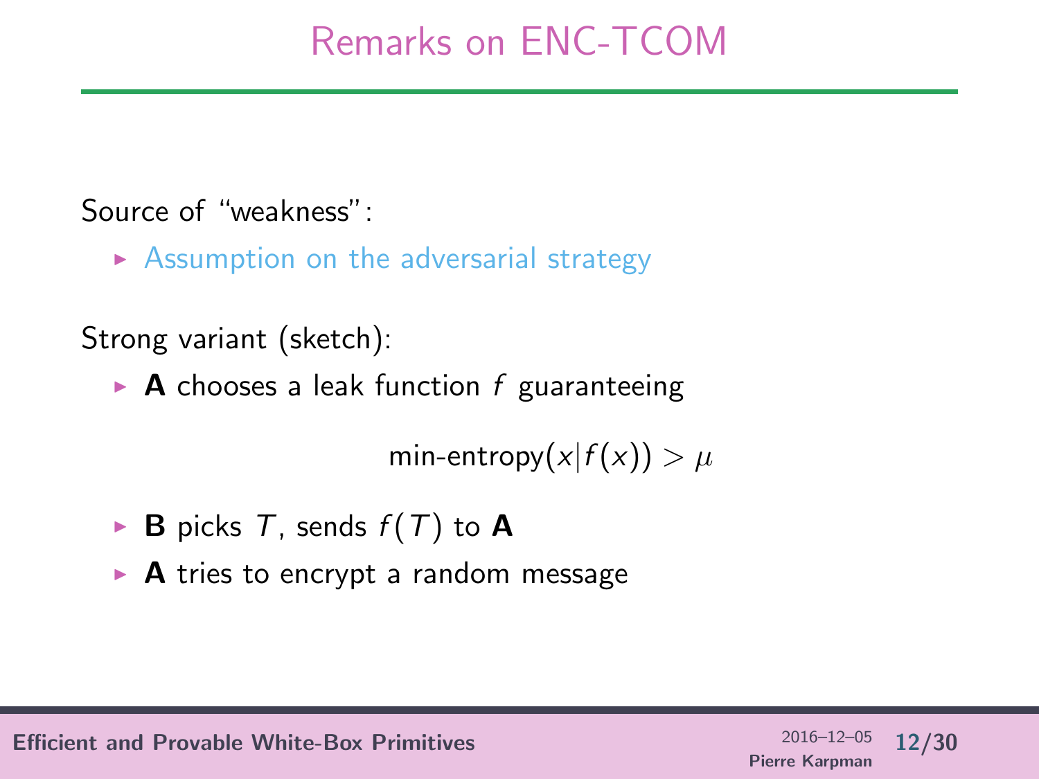# Remarks on ENC-TCOM

Source of "weakness":

- Assumption on the adversarial strategy

Strong variant (sketch):

- **A** chooses a leak function $f$ guaranteeing

$$\text{min-entropy}(x|f(x)) > \mu$$

- **B** picks $T$, sends $f(T)$ to **A**
- **A** tries to encrypt a random message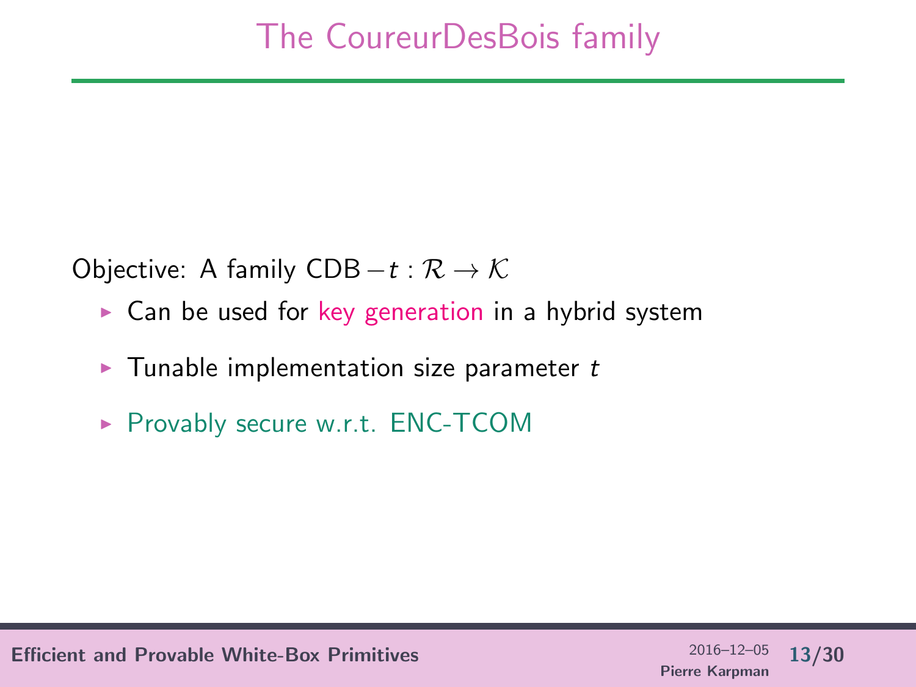# The CoureurDesBois family

Objective: A family $\mathsf{CDB}-t : \mathcal{R} \rightarrow \mathcal{K}$

- Can be used for key generation in a hybrid system
- Tunable implementation size parameter $t$
- Provably secure w.r.t. ENC-TCOM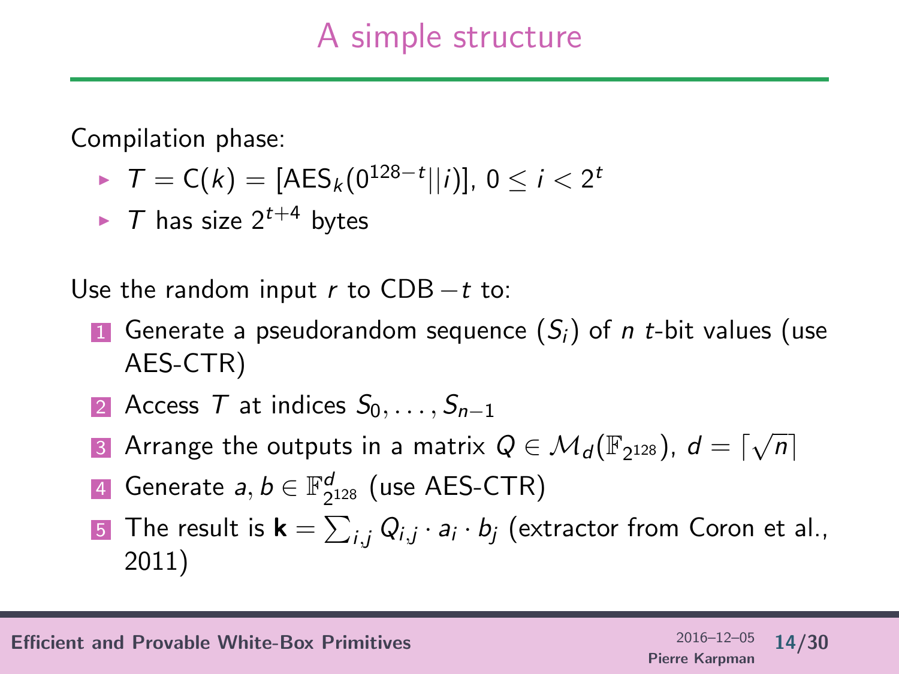# A simple structure

Compilation phase:

- $T = \mathsf{C}(k) = [\mathrm{AES}_k(0^{128-t}||i)]$, $0 \leq i < 2^t$
- $T$ has size $2^{t+4}$ bytes

Use the random input $r$ to CDB $-t$ to:

1. Generate a pseudorandom sequence $(S_i)$ of $n$ $t$-bit values (use AES-CTR)
2. Access $T$ at indices $S_0, \ldots, S_{n-1}$
3. Arrange the outputs in a matrix $Q \in \mathcal{M}_d(\mathbb{F}_{2^{128}})$, $d = \lceil \sqrt{n} \rceil$
4. Generate $a, b \in \mathbb{F}_{2^{128}}^d$ (use AES-CTR)
5. The result is $\mathbf{k} = \sum_{i,j} Q_{i,j} \cdot a_i \cdot b_j$ (extractor from Coron et al., 2011)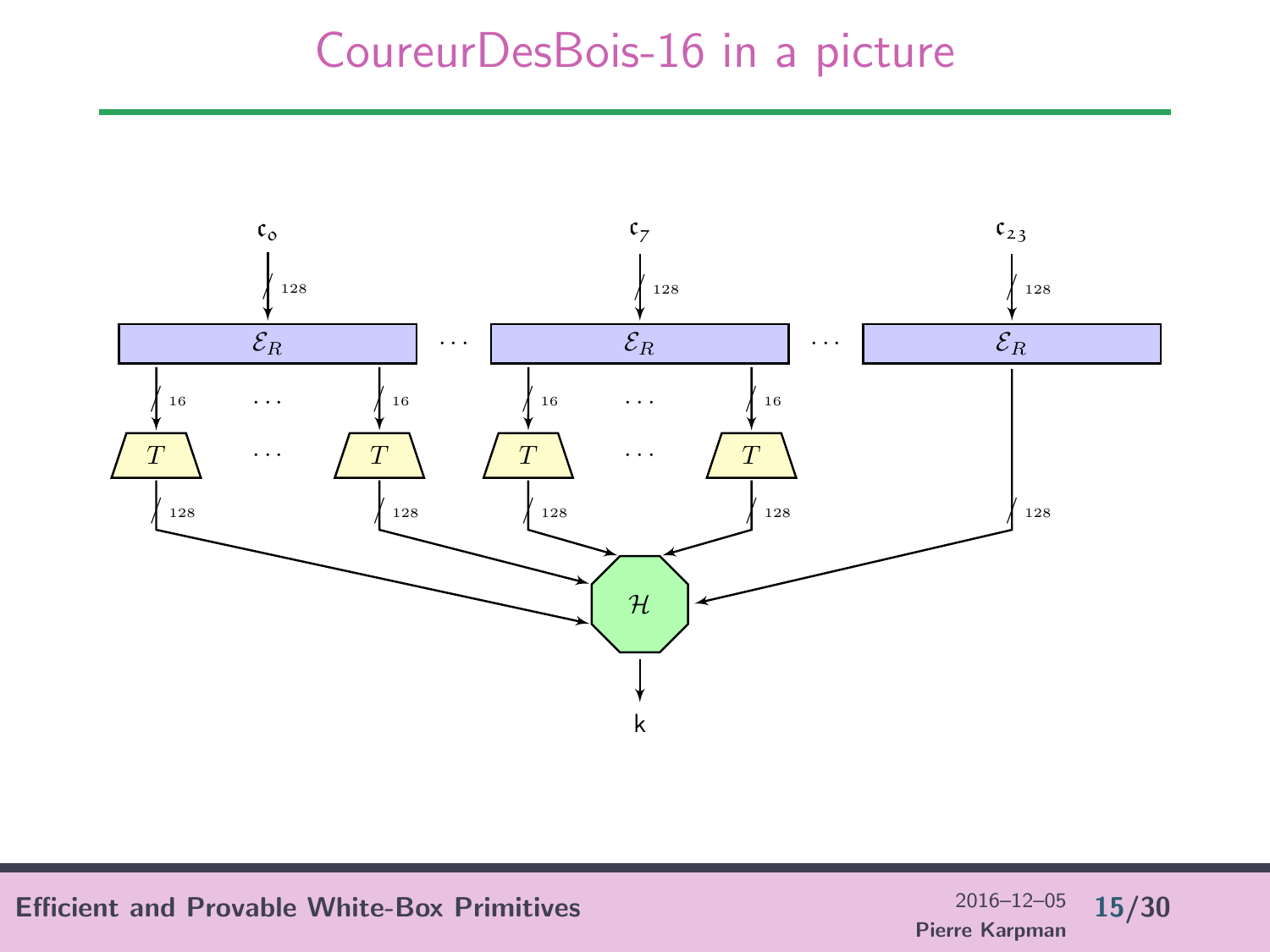# CoureurDesBois-16 in a picture

$\mathfrak{c}_0$ $\mathfrak{c}_7$ $\mathfrak{c}_{23}$

128 128 128

$\mathcal{E}_R$ … $\mathcal{E}_R$ … $\mathcal{E}_R$

16 … 16 16 … 16

$T$ … $T$ $T$ … $T$

128 128 128 128 128

$\mathcal{H}$

k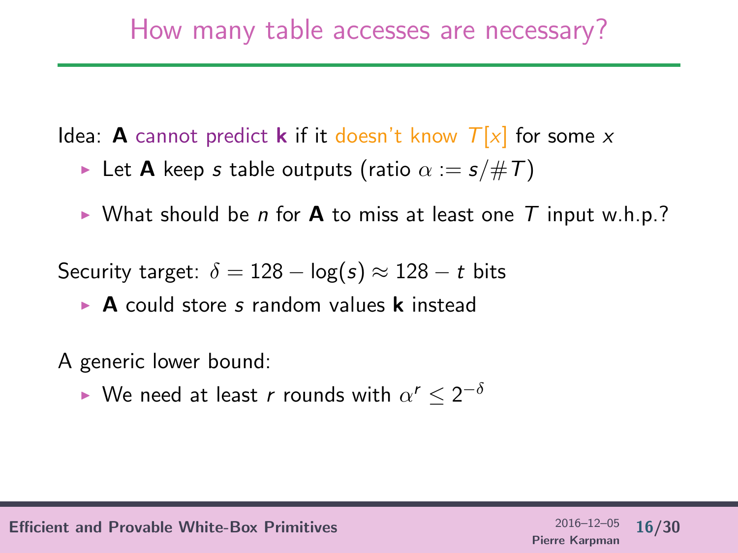# How many table accesses are necessary?

Idea: **A** cannot predict **k** if it doesn't know $T[x]$ for some $x$

- Let **A** keep $s$ table outputs (ratio $\alpha := s/\#T$)
- What should be $n$ for **A** to miss at least one $T$ input w.h.p.?

Security target: $\delta = 128 - \log(s) \approx 128 - t$ bits

- **A** could store $s$ random values **k** instead

A generic lower bound:

- We need at least $r$ rounds with $\alpha^r \leq 2^{-\delta}$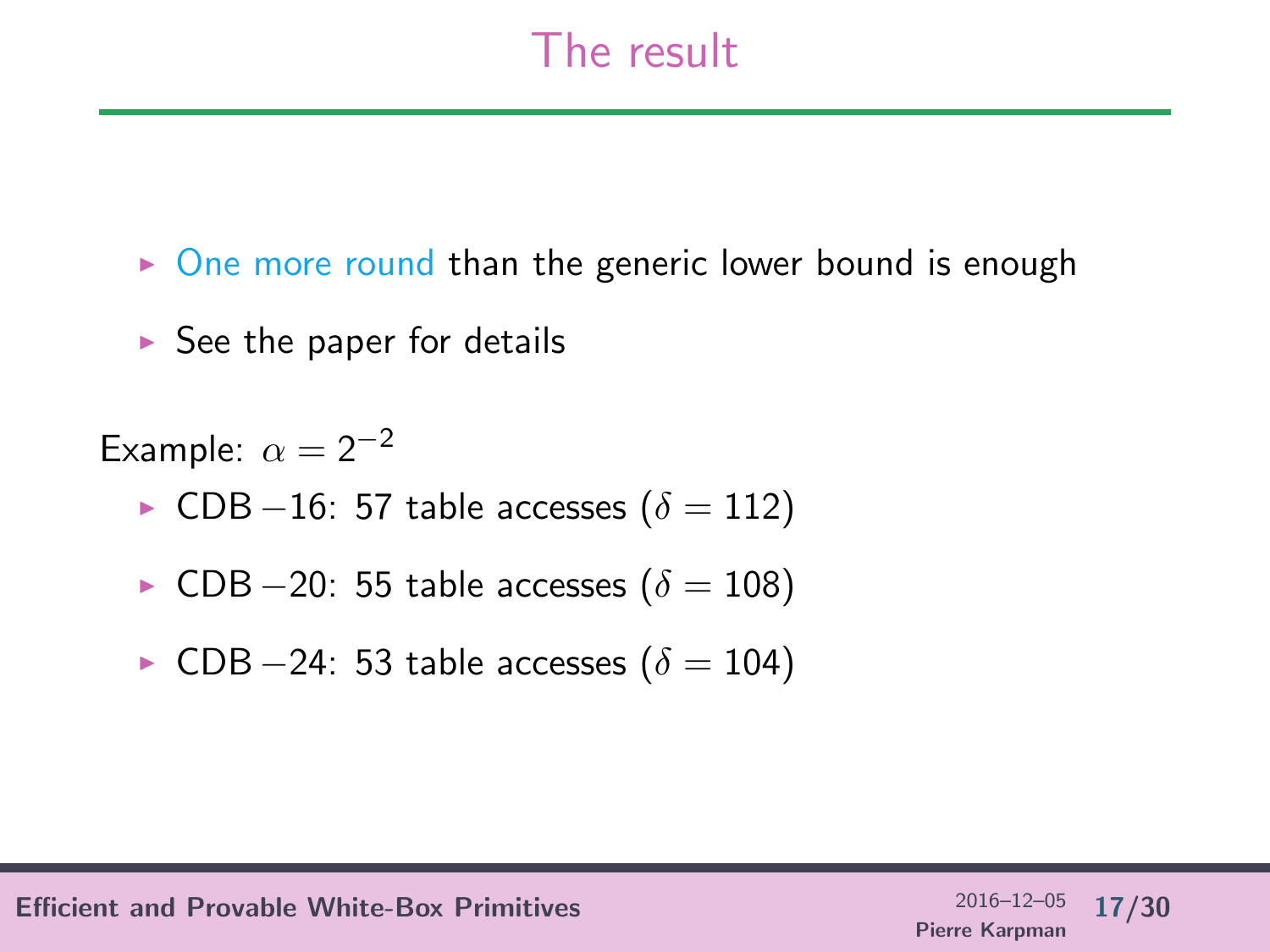# The result

- One more round than the generic lower bound is enough
- See the paper for details

Example: $\alpha = 2^{-2}$

- CDB $-16$: 57 table accesses ($\delta = 112$)
- CDB $-20$: 55 table accesses ($\delta = 108$)
- CDB $-24$: 53 table accesses ($\delta = 104$)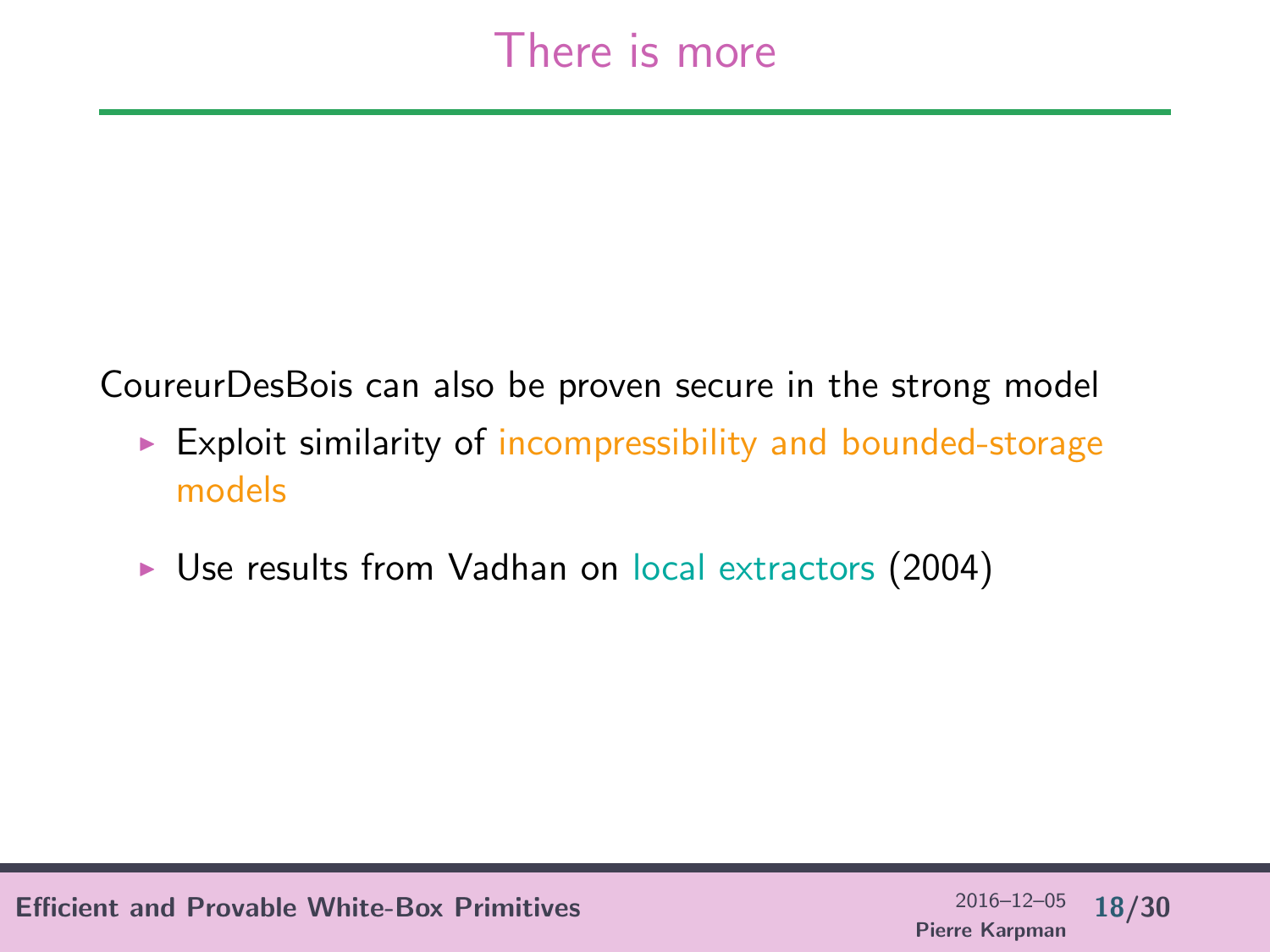# There is more

CoureurDesBois can also be proven secure in the strong model

- Exploit similarity of incompressibility and bounded-storage models
- Use results from Vadhan on local extractors (2004)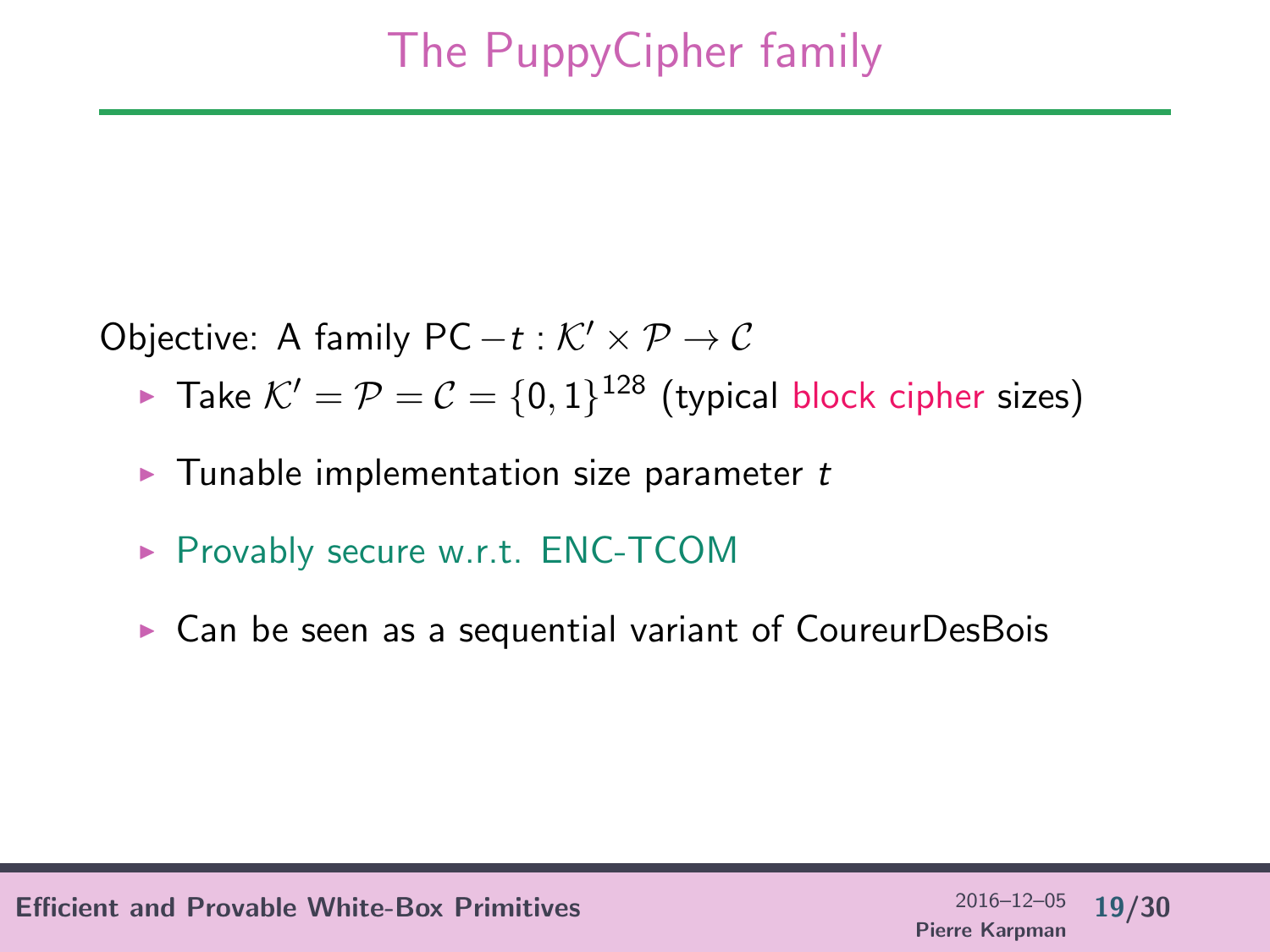# The PuppyCipher family

Objective: A family $\mathsf{PC}-t : \mathcal{K}' \times \mathcal{P} \to \mathcal{C}$

- Take $\mathcal{K}' = \mathcal{P} = \mathcal{C} = \{0,1\}^{128}$ (typical block cipher sizes)
- Tunable implementation size parameter $t$
- Provably secure w.r.t. ENC-TCOM
- Can be seen as a sequential variant of CoureurDesBois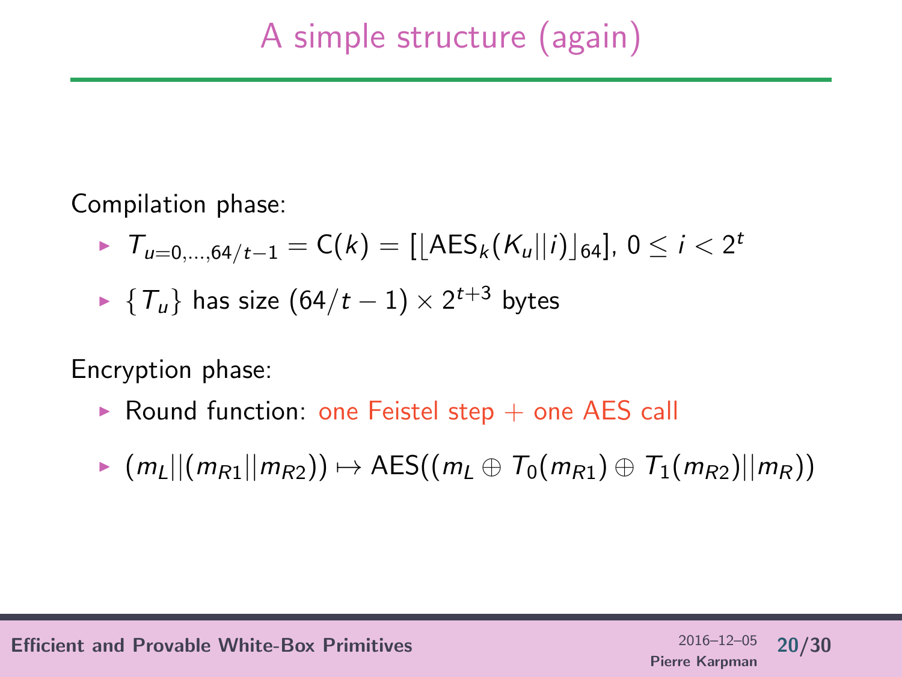# A simple structure (again)

Compilation phase:

- $T_{u=0,\ldots,64/t-1} = \mathsf{C}(k) = [\lfloor \mathsf{AES}_k(K_u || i) \rfloor_{64}]$, $0 \leq i < 2^t$
- $\{T_u\}$ has size $(64/t - 1) \times 2^{t+3}$ bytes

Encryption phase:

- Round function: one Feistel step + one AES call
- $(m_L || (m_{R1} || m_{R2})) \mapsto \mathsf{AES}((m_L \oplus T_0(m_{R1}) \oplus T_1(m_{R2}) || m_R))$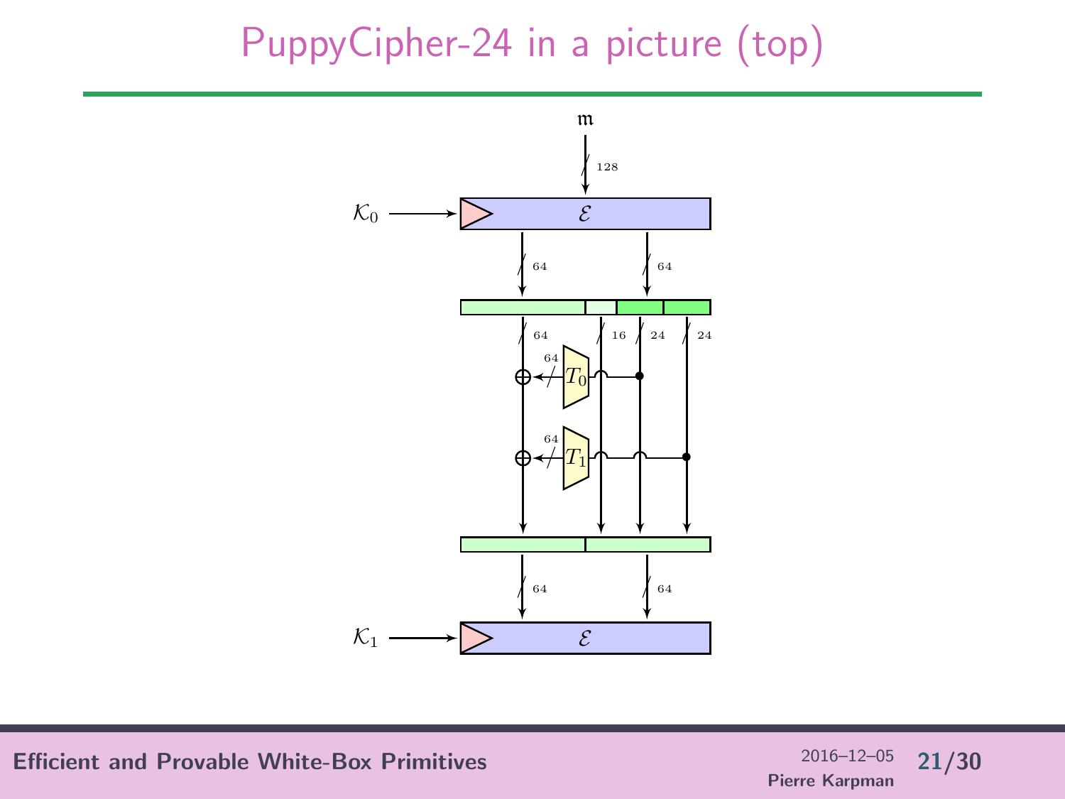# PuppyCipher-24 in a picture (top)

$\mathfrak{m}$

128

$\mathcal{K}_0$ $\mathcal{E}$

64 64

64 16 24 24

64 $T_0$

64 $T_1$

64 64

$\mathcal{K}_1$ $\mathcal{E}$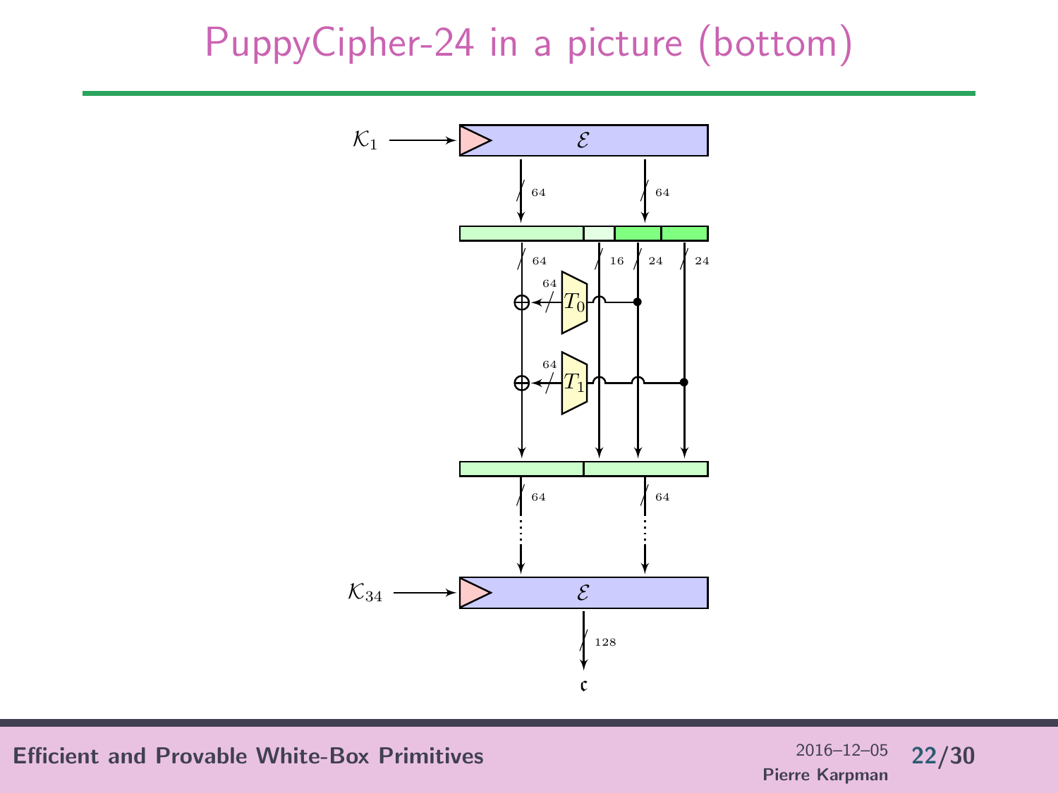# PuppyCipher-24 in a picture (bottom)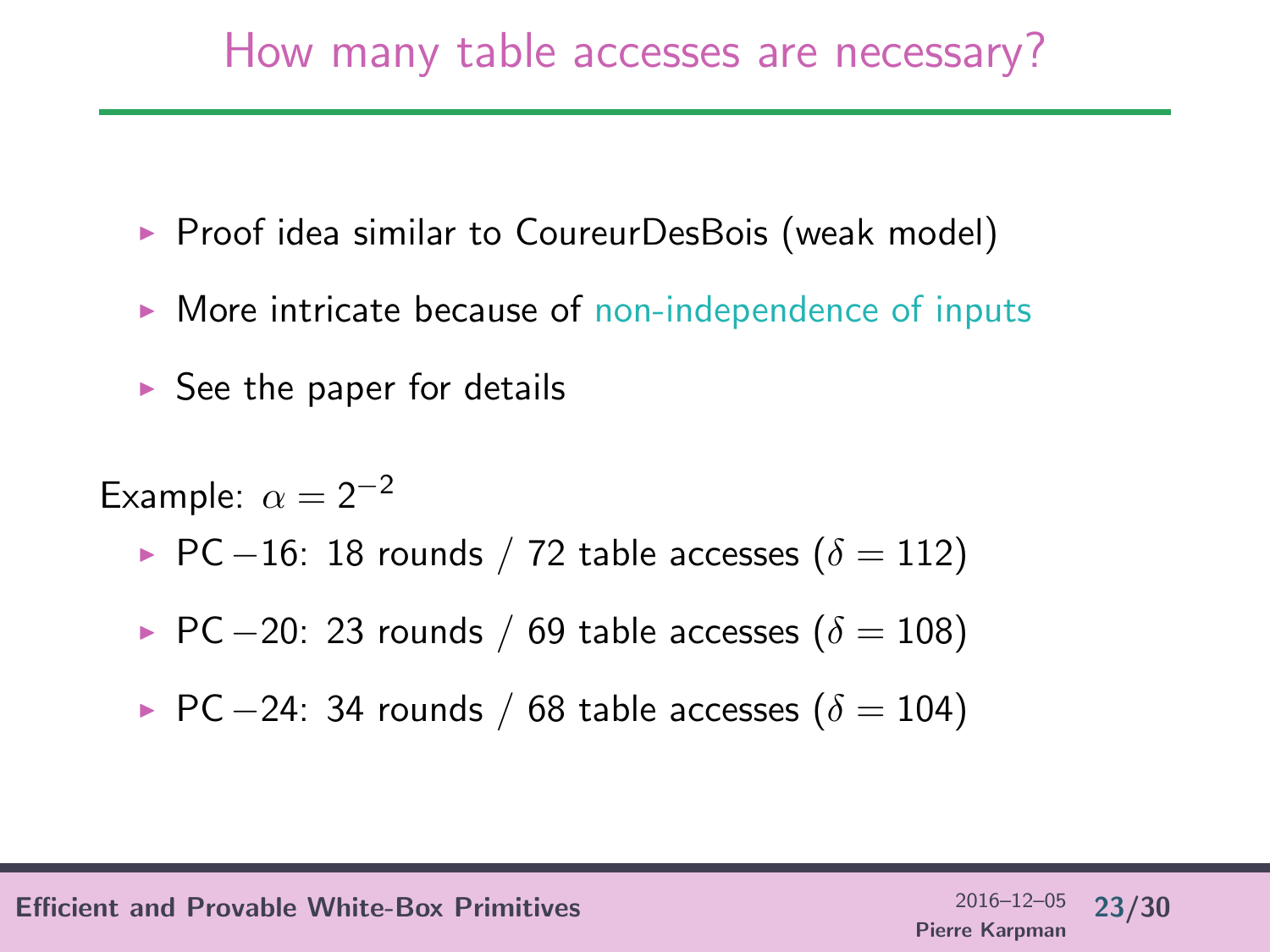# How many table accesses are necessary?

- Proof idea similar to CoureurDesBois (weak model)
- More intricate because of non-independence of inputs
- See the paper for details

Example: $\alpha = 2^{-2}$

- PC $-16$: 18 rounds / 72 table accesses ($\delta = 112$)
- PC $-20$: 23 rounds / 69 table accesses ($\delta = 108$)
- PC $-24$: 34 rounds / 68 table accesses ($\delta = 104$)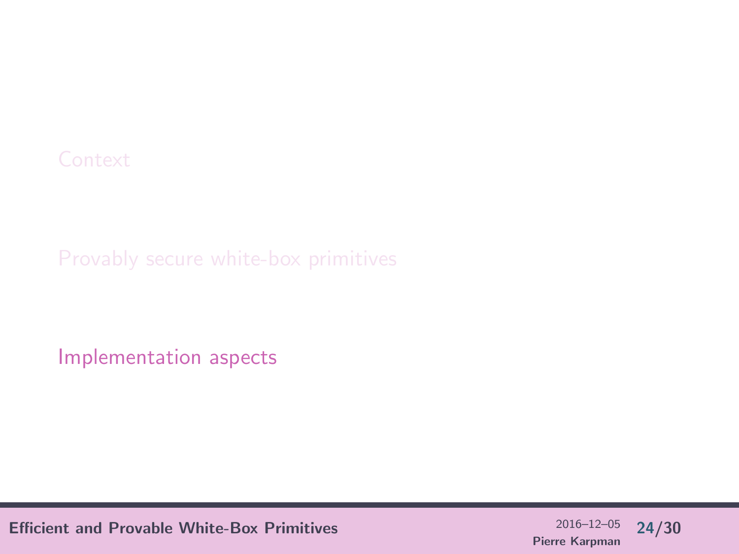Context

Provably secure white-box primitives

Implementation aspects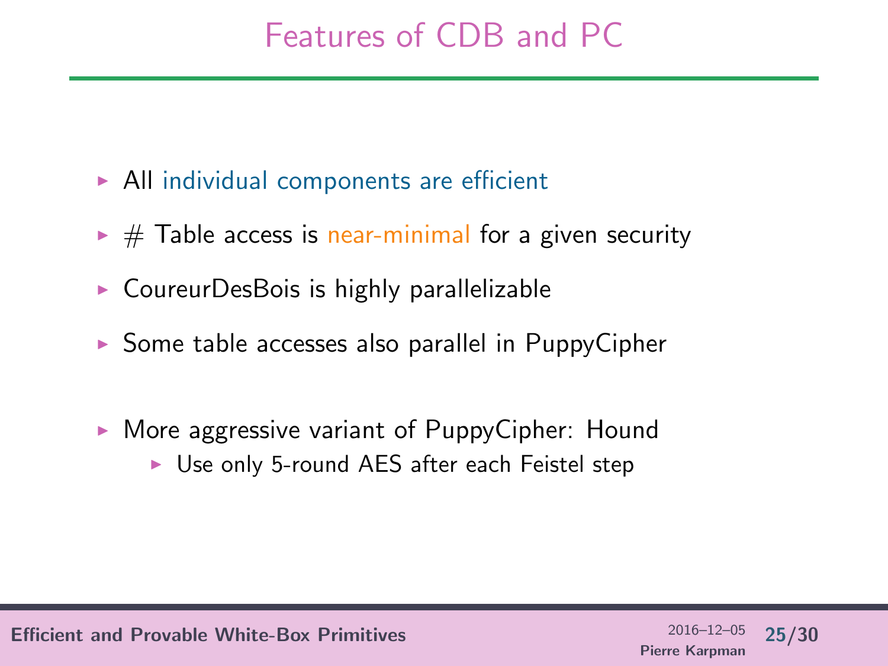# Features of CDB and PC

- All individual components are efficient
- # Table access is near-minimal for a given security
- CoureurDesBois is highly parallelizable
- Some table accesses also parallel in PuppyCipher

- More aggressive variant of PuppyCipher: Hound
  - Use only 5-round AES after each Feistel step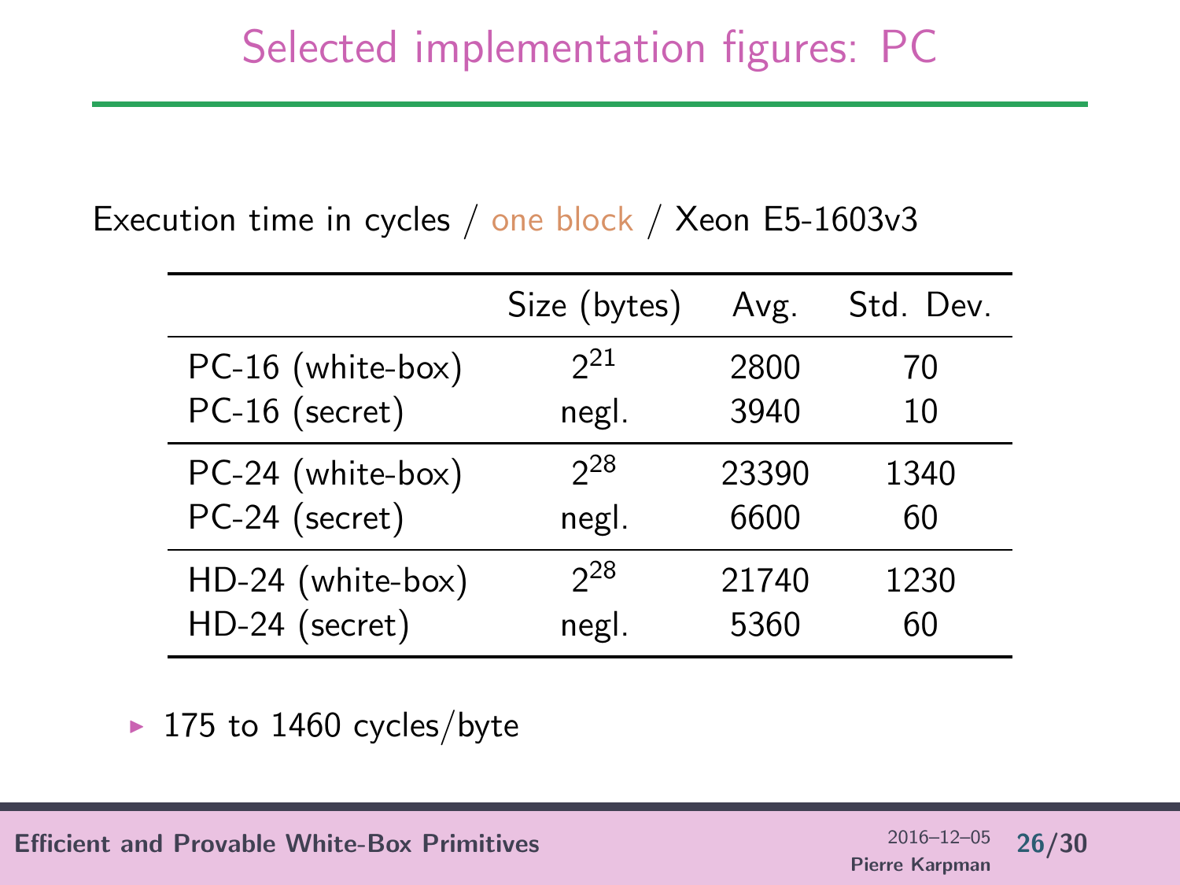# Selected implementation figures: PC

Execution time in cycles / one block / Xeon E5-1603v3

| | Size (bytes) | Avg. | Std. Dev. |
|---|---|---|---|
| PC-16 (white-box) | $2^{21}$ | 2800 | 70 |
| PC-16 (secret) | negl. | 3940 | 10 |
| PC-24 (white-box) | $2^{28}$ | 23390 | 1340 |
| PC-24 (secret) | negl. | 6600 | 60 |
| HD-24 (white-box) | $2^{28}$ | 21740 | 1230 |
| HD-24 (secret) | negl. | 5360 | 60 |

- 175 to 1460 cycles/byte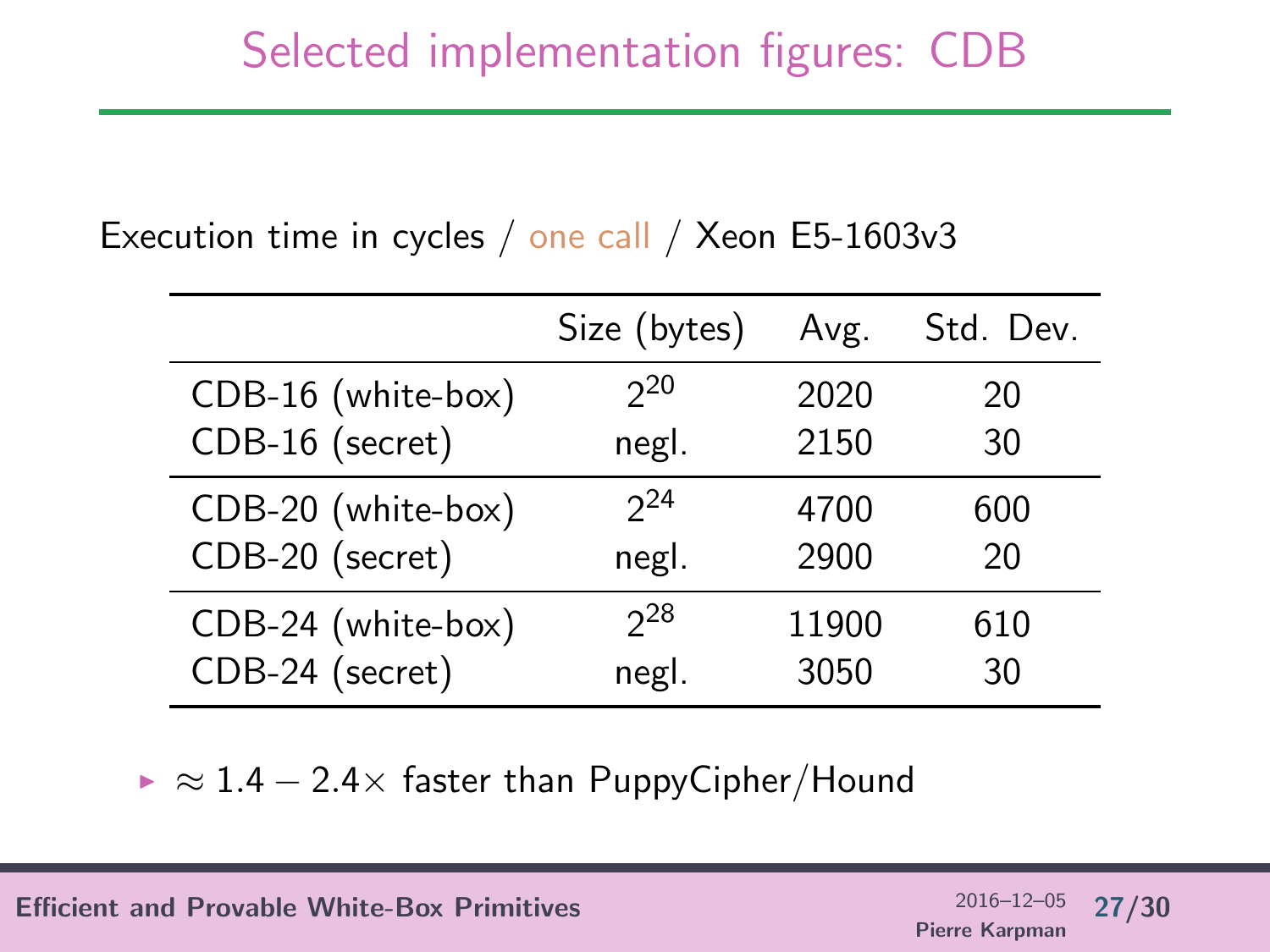# Selected implementation figures: CDB

Execution time in cycles / one call / Xeon E5-1603v3

| | Size (bytes) | Avg. | Std. Dev. |
|---|---|---|---|
| CDB-16 (white-box) | $2^{20}$ | 2020 | 20 |
| CDB-16 (secret) | negl. | 2150 | 30 |
| CDB-20 (white-box) | $2^{24}$ | 4700 | 600 |
| CDB-20 (secret) | negl. | 2900 | 20 |
| CDB-24 (white-box) | $2^{28}$ | 11900 | 610 |
| CDB-24 (secret) | negl. | 3050 | 30 |

- $\approx 1.4 - 2.4\times$ faster than PuppyCipher/Hound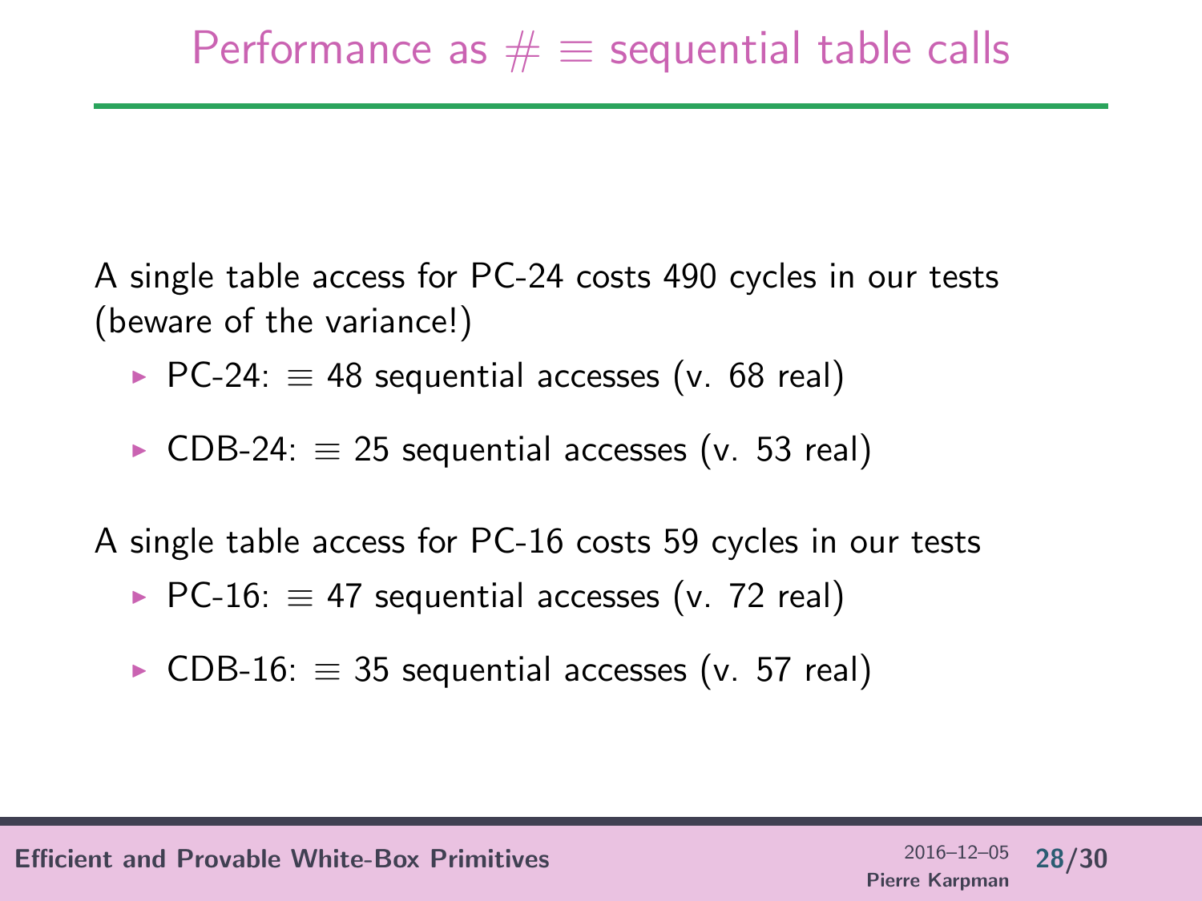# Performance as # $\equiv$ sequential table calls

A single table access for PC-24 costs 490 cycles in our tests (beware of the variance!)

- PC-24: $\equiv$ 48 sequential accesses (v. 68 real)
- CDB-24: $\equiv$ 25 sequential accesses (v. 53 real)

A single table access for PC-16 costs 59 cycles in our tests

- PC-16: $\equiv$ 47 sequential accesses (v. 72 real)
- CDB-16: $\equiv$ 35 sequential accesses (v. 57 real)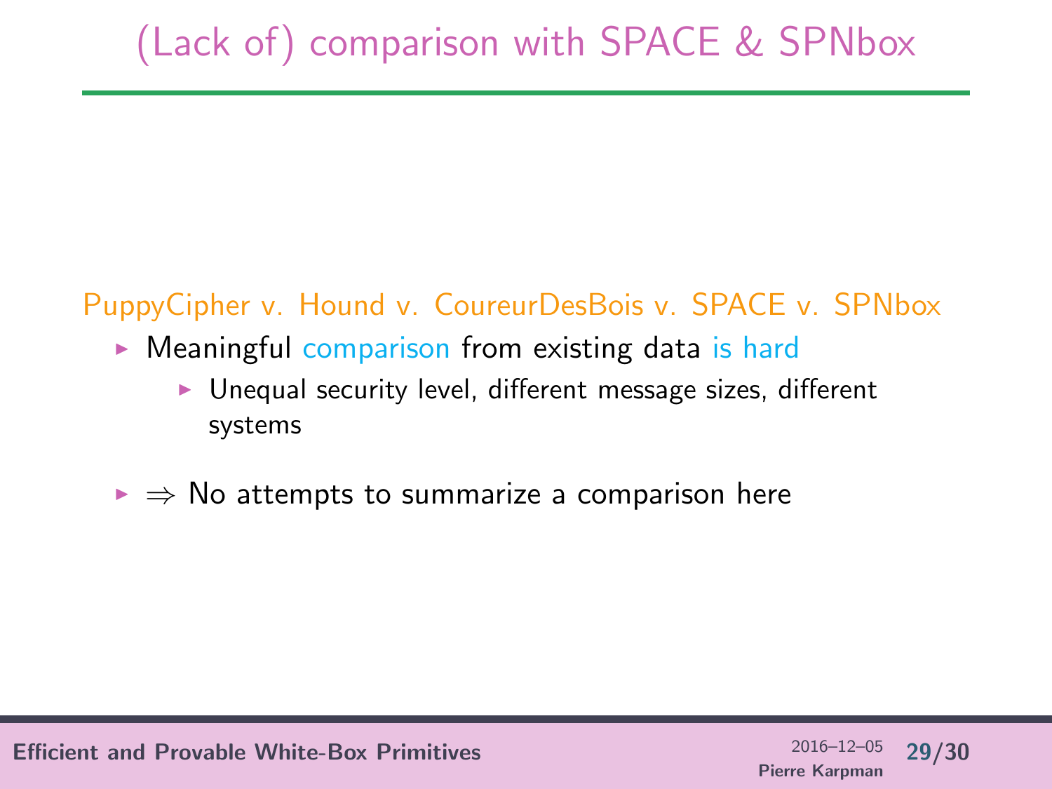# (Lack of) comparison with SPACE & SPNbox

PuppyCipher v. Hound v. CoureurDesBois v. SPACE v. SPNbox

- Meaningful comparison from existing data is hard
  - Unequal security level, different message sizes, different systems
- $\Rightarrow$ No attempts to summarize a comparison here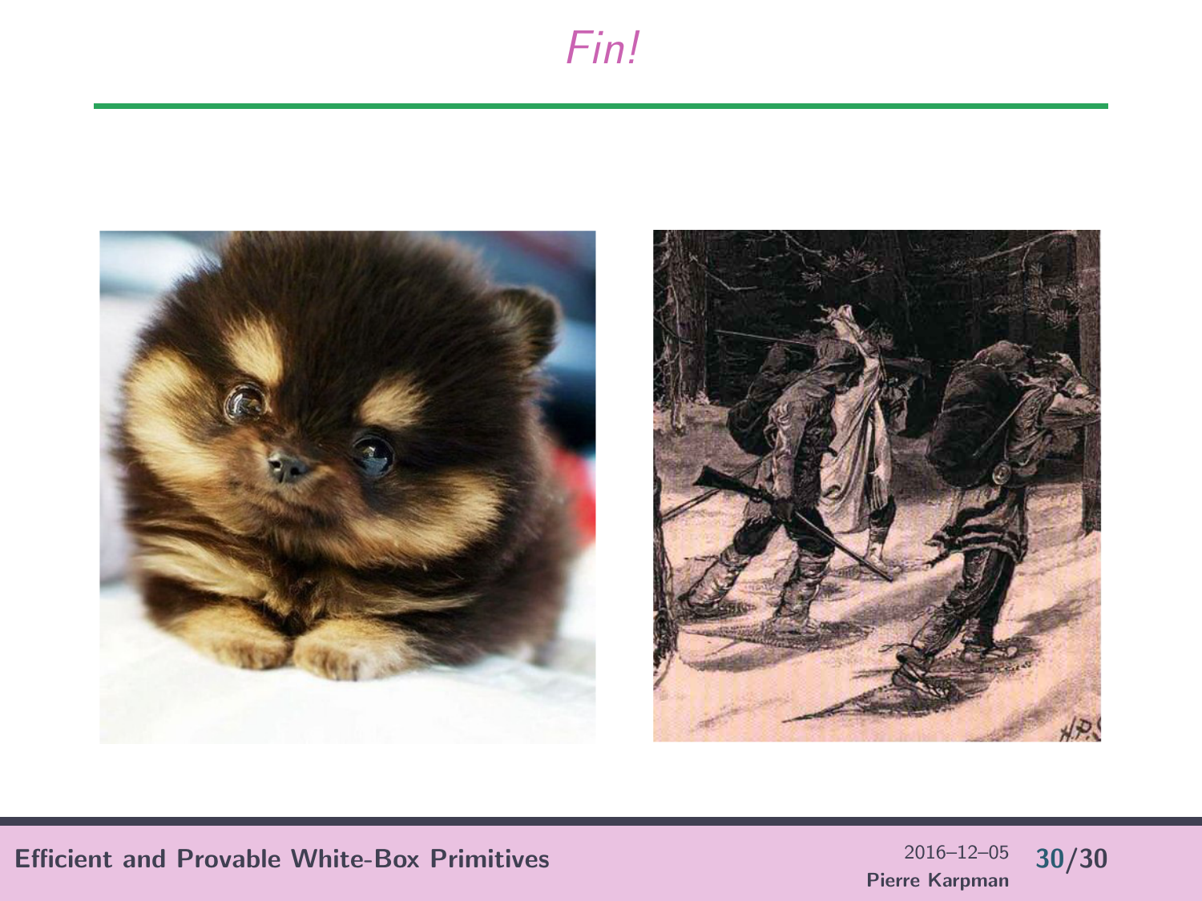# Fin!